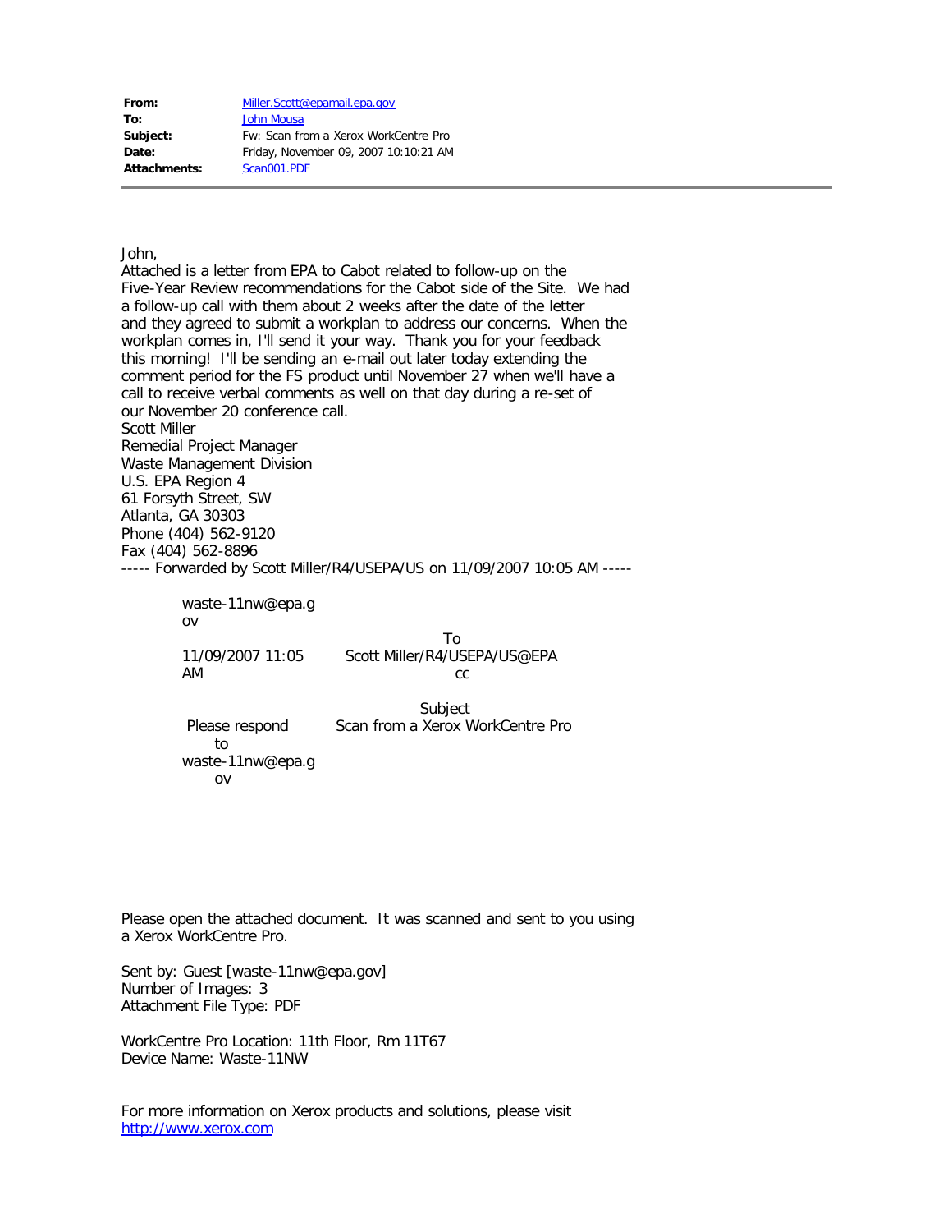| | |
|---|---|
| **From:** | Miller.Scott@epamail.epa.gov |
| **To:** | John Mousa |
| **Subject:** | Fw: Scan from a Xerox WorkCentre Pro |
| **Date:** | Friday, November 09, 2007 10:10:21 AM |
| **Attachments:** | Scan001.PDF |

---

John,
Attached is a letter from EPA to Cabot related to follow-up on the Five-Year Review recommendations for the Cabot side of the Site. We had a follow-up call with them about 2 weeks after the date of the letter and they agreed to submit a workplan to address our concerns. When the workplan comes in, I'll send it your way. Thank you for your feedback this morning! I'll be sending an e-mail out later today extending the comment period for the FS product until November 27 when we'll have a call to receive verbal comments as well on that day during a re-set of our November 20 conference call.
Scott Miller
Remedial Project Manager
Waste Management Division
U.S. EPA Region 4
61 Forsyth Street, SW
Atlanta, GA 30303
Phone (404) 562-9120
Fax (404) 562-8896
----- Forwarded by Scott Miller/R4/USEPA/US on 11/09/2007 10:05 AM -----

waste-11nw@epa.gov
11/09/2007 11:05 AM
Please respond to waste-11nw@epa.gov

To: Scott Miller/R4/USEPA/US@EPA
cc:
Subject: Scan from a Xerox WorkCentre Pro

Please open the attached document. It was scanned and sent to you using a Xerox WorkCentre Pro.

Sent by: Guest [waste-11nw@epa.gov]
Number of Images: 3
Attachment File Type: PDF

WorkCentre Pro Location: 11th Floor, Rm 11T67
Device Name: Waste-11NW

For more information on Xerox products and solutions, please visit http://www.xerox.com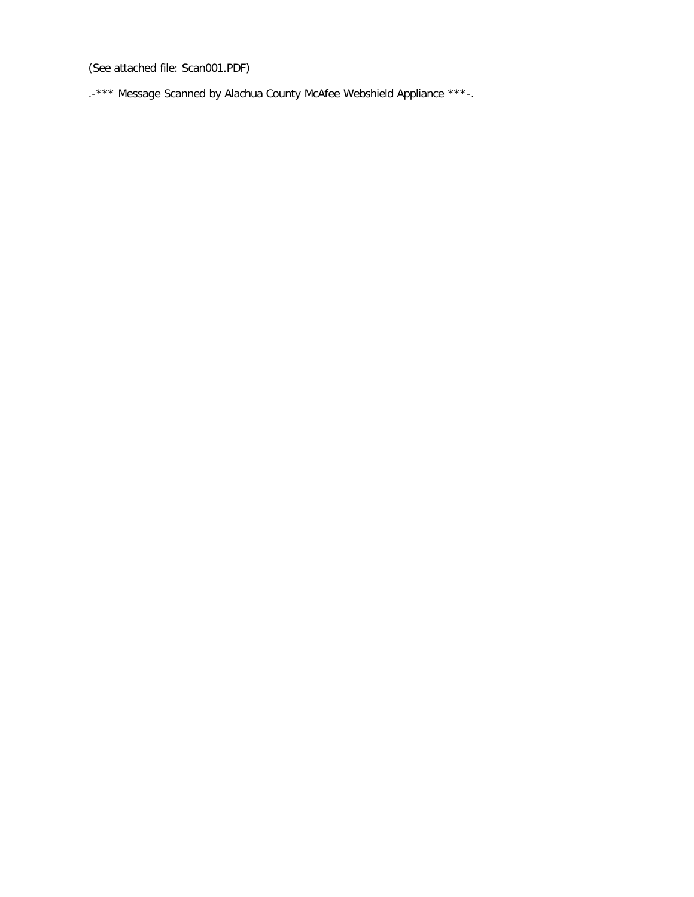(See attached file: Scan001.PDF)

.-*** Message Scanned by Alachua County McAfee Webshield Appliance ***-.